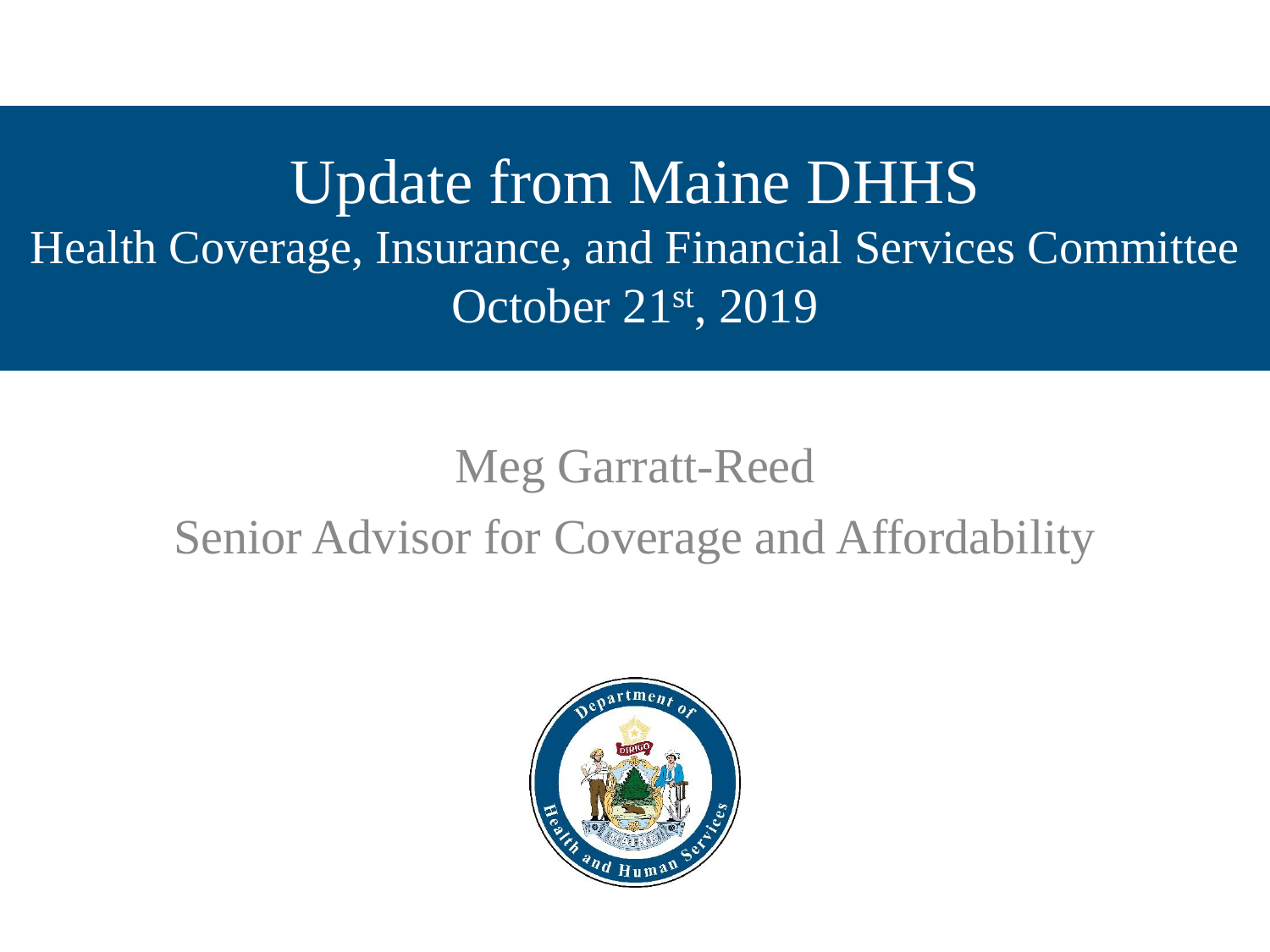# Update from Maine DHHS

## Health Coverage, Insurance, and Financial Services Committee

October 21st, 2019

Meg Garratt-Reed

Senior Advisor for Coverage and Affordability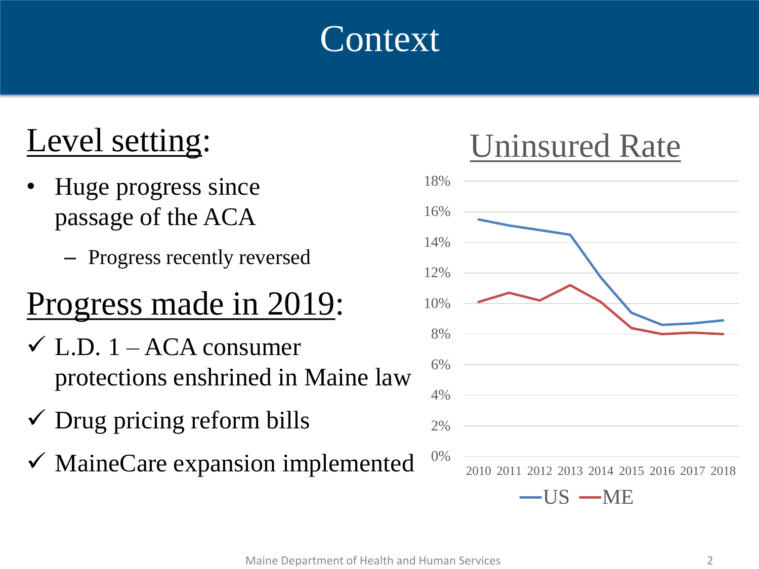# Context

## Level setting:

- Huge progress since passage of the ACA
  - Progress recently reversed

## Progress made in 2019:

- ✓ L.D. 1 – ACA consumer protections enshrined in Maine law
- ✓ Drug pricing reform bills
- ✓ MaineCare expansion implemented

## Uninsured Rate

18%
16%
14%
12%
10%
8%
6%
4%
2%
0%

2010 2011 2012 2013 2014 2015 2016 2017 2018

US ME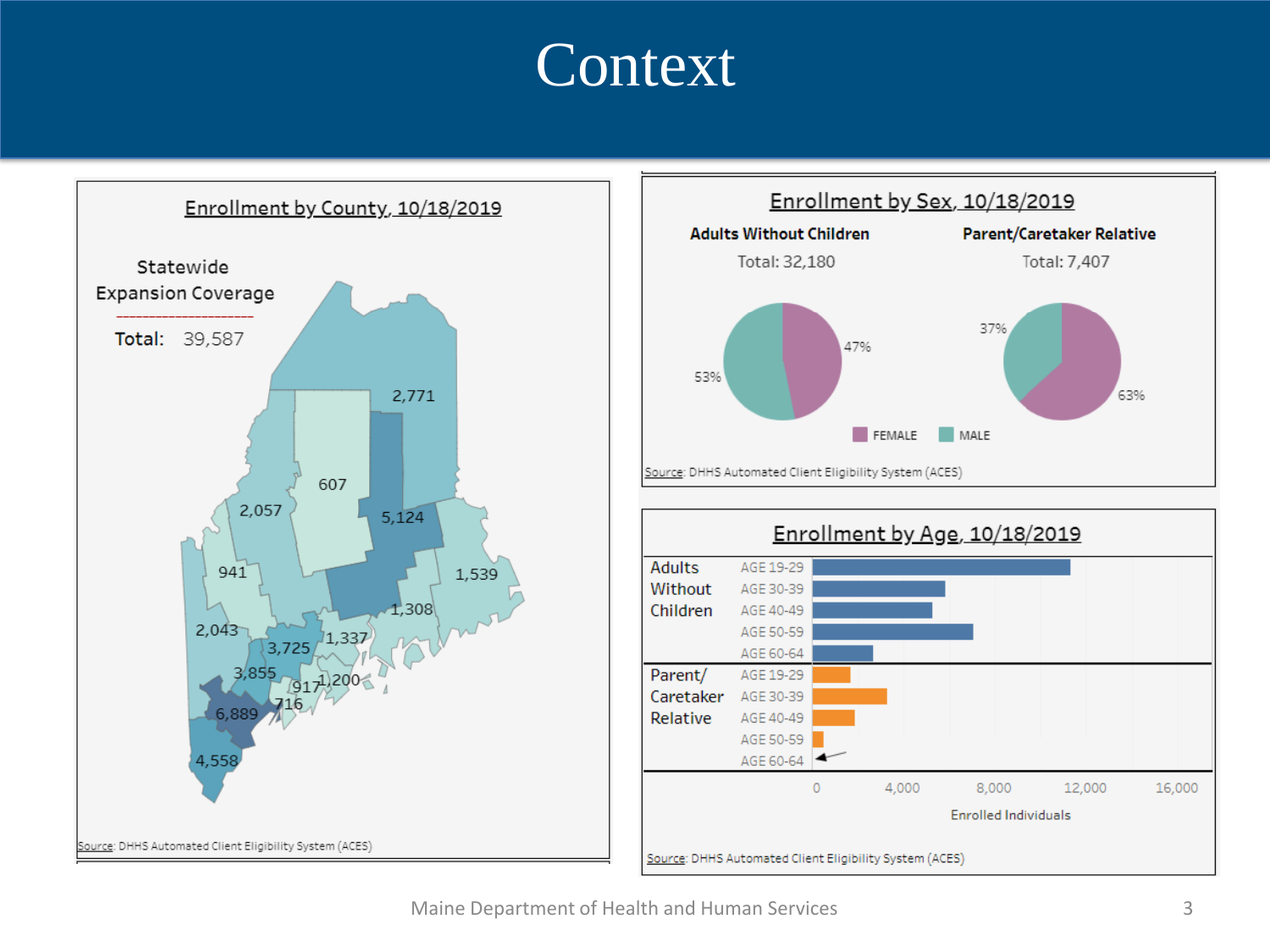# Context

## Enrollment by County, 10/18/2019

Statewide Expansion Coverage

**Total:** 39,587

2,771
607
5,124
2,057
1,539
941
1,308
2,043
3,725
1,337
3,855
917
1,200
716
6,889
4,558

Source: DHHS Automated Client Eligibility System (ACES)

## Enrollment by Sex, 10/18/2019

**Adults Without Children**

Total: 32,180

47%
53%

**Parent/Caretaker Relative**

Total: 7,407

37%
63%

FEMALE MALE

Source: DHHS Automated Client Eligibility System (ACES)

## Enrollment by Age, 10/18/2019

Adults Without Children
- AGE 19-29
- AGE 30-39
- AGE 40-49
- AGE 50-59
- AGE 60-64

Parent/ Caretaker Relative
- AGE 19-29
- AGE 30-39
- AGE 40-49
- AGE 50-59
- AGE 60-64

0 4,000 8,000 12,000 16,000

Enrolled Individuals

Source: DHHS Automated Client Eligibility System (ACES)

Maine Department of Health and Human Services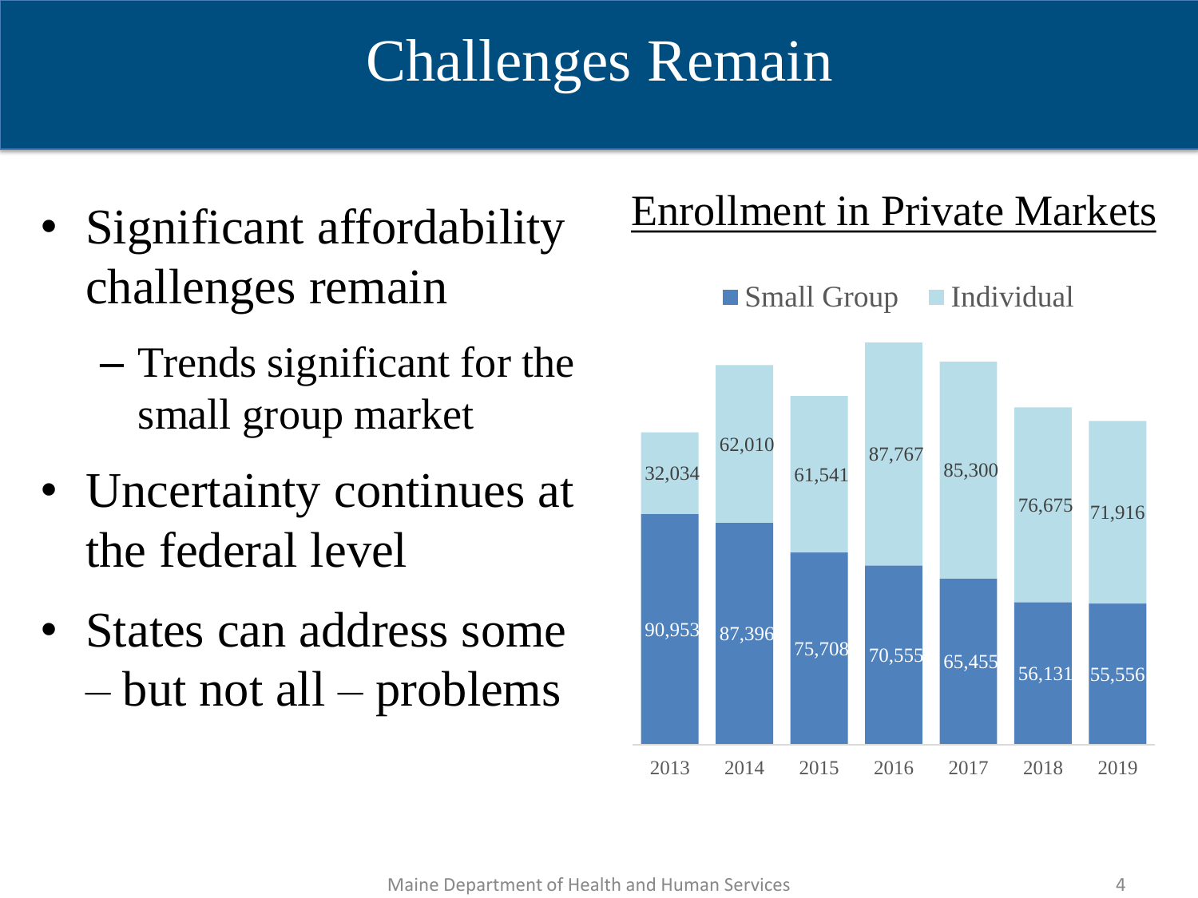# Challenges Remain

- Significant affordability challenges remain
  - Trends significant for the small group market
- Uncertainty continues at the federal level
- States can address some – but not all – problems

## Enrollment in Private Markets

| Year | Small Group | Individual |
|---|---|---|
| 2013 | 90,953 | 32,034 |
| 2014 | 87,396 | 62,010 |
| 2015 | 75,708 | 61,541 |
| 2016 | 70,555 | 87,767 |
| 2017 | 65,455 | 85,300 |
| 2018 | 56,131 | 76,675 |
| 2019 | 55,556 | 71,916 |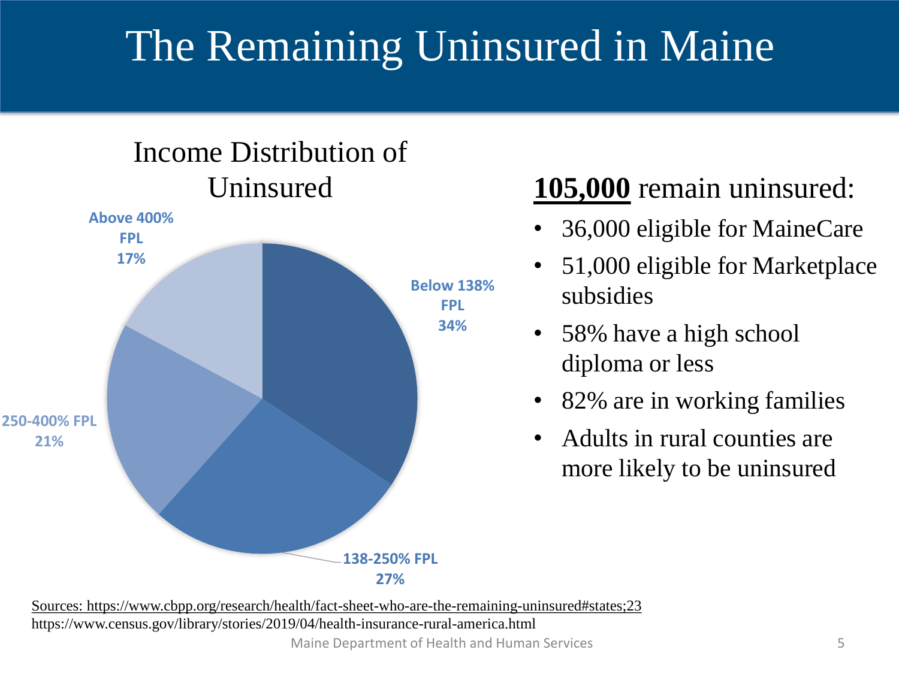# The Remaining Uninsured in Maine

## Income Distribution of Uninsured

| Income Level | Percent |
| --- | --- |
| Below 138% FPL | 34% |
| 138-250% FPL | 27% |
| 250-400% FPL | 21% |
| Above 400% FPL | 17% |

**<u>105,000</u>** remain uninsured:

- 36,000 eligible for MaineCare
- 51,000 eligible for Marketplace subsidies
- 58% have a high school diploma or less
- 82% are in working families
- Adults in rural counties are more likely to be uninsured

Sources: https://www.cbpp.org/research/health/fact-sheet-who-are-the-remaining-uninsured#states;23
https://www.census.gov/library/stories/2019/04/health-insurance-rural-america.html

Maine Department of Health and Human Services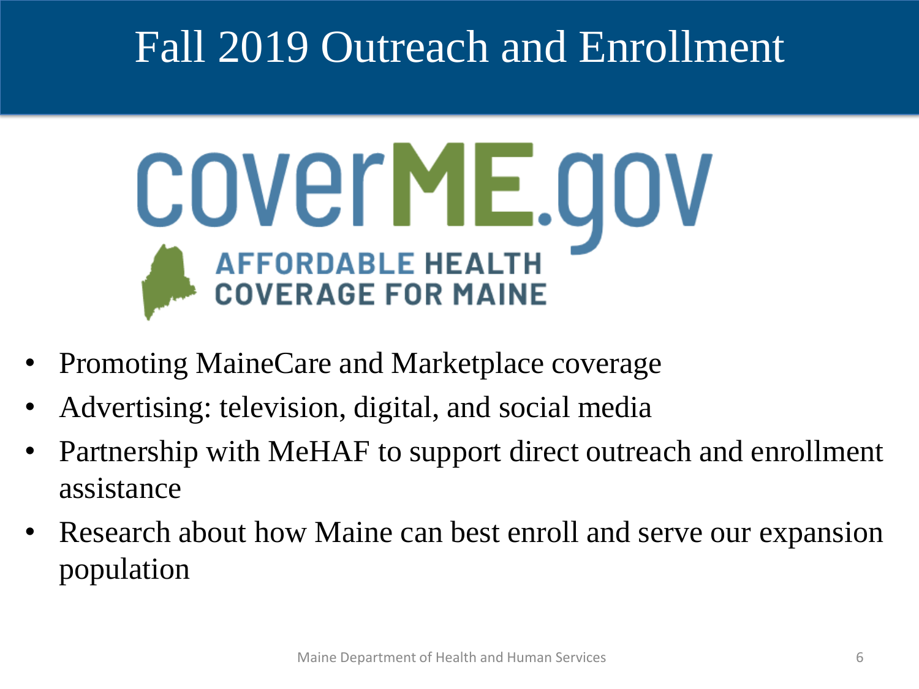# Fall 2019 Outreach and Enrollment

coverME.gov

AFFORDABLE HEALTH COVERAGE FOR MAINE

- Promoting MaineCare and Marketplace coverage
- Advertising: television, digital, and social media
- Partnership with MeHAF to support direct outreach and enrollment assistance
- Research about how Maine can best enroll and serve our expansion population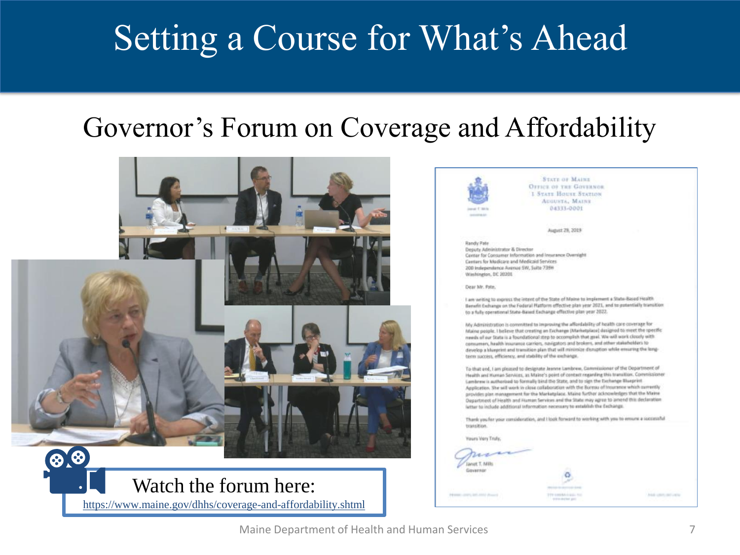# Setting a Course for What's Ahead

## Governor's Forum on Coverage and Affordability

Watch the forum here:
https://www.maine.gov/dhhs/coverage-and-affordability.shtml

STATE OF MAINE
OFFICE OF THE GOVERNOR
1 STATE HOUSE STATION
AUGUSTA, MAINE
04333-0001

August 29, 2019

Randy Pate
Deputy Administrator & Director
Center for Consumer Information and Insurance Oversight
Centers for Medicare and Medicaid Services
200 Independence Avenue SW, Suite 739H
Washington, DC 20201

Dear Mr. Pate,

I am writing to express the intent of the State of Maine to implement a State-Based Health Benefit Exchange on the Federal Platform effective plan year 2021, and to potentially transition to a fully operational State-Based Exchange effective plan year 2022.

My Administration is committed to improving the affordability of health care coverage for Maine people. I believe that creating an Exchange (Marketplace) designed to meet the specific needs of our State is a foundational step to accomplish that goal. We will work closely with consumers, health insurance carriers, navigators and brokers, and other stakeholders to develop a blueprint and transition plan that will minimize disruption while ensuring the long-term success, efficiency, and stability of the exchange.

To that end, I am pleased to designate Jeanne Lambrew, Commissioner of the Department of Health and Human Services, as Maine's point of contact regarding this transition. Commissioner Lambrew is authorized to formally bind the State, and to sign the Exchange Blueprint Application. She will work in close collaboration with the Bureau of Insurance which currently provides plan management for the Marketplace. Maine further acknowledges that the Maine Department of Health and Human Services and the State may agree to amend this declaration letter to include additional information necessary to establish the Exchange.

Thank you for your consideration, and I look forward to working with you to ensure a successful transition.

Yours Very Truly,

Janet T. Mills
Governor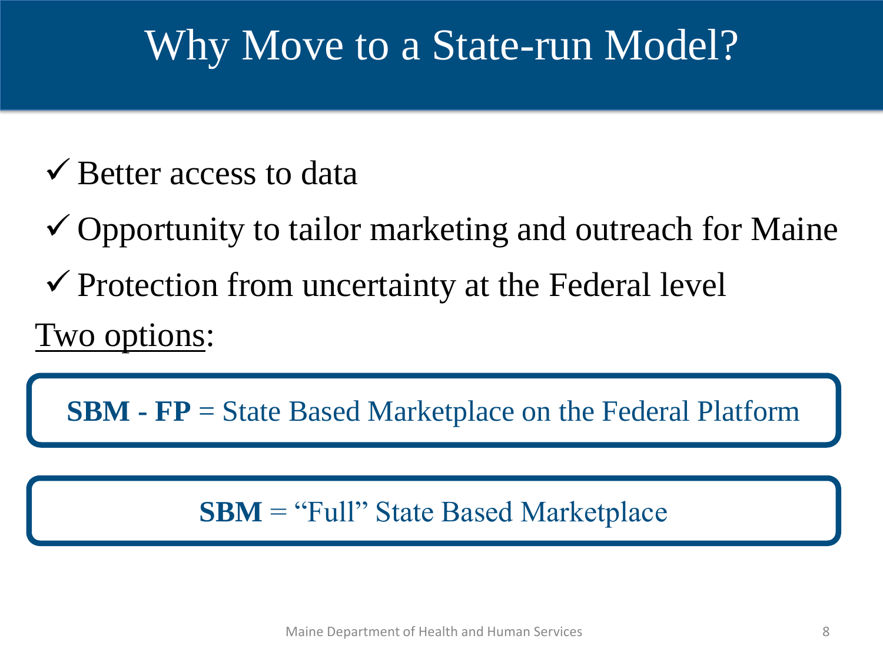# Why Move to a State-run Model?

- ✓ Better access to data
- ✓ Opportunity to tailor marketing and outreach for Maine
- ✓ Protection from uncertainty at the Federal level

Two options:

**SBM - FP** = State Based Marketplace on the Federal Platform

**SBM** = "Full" State Based Marketplace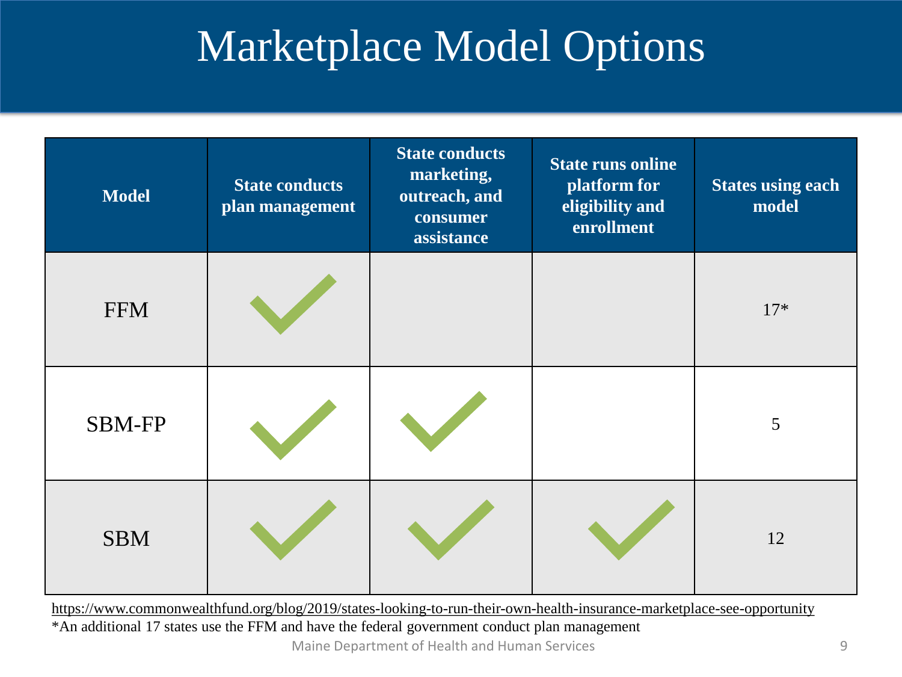# Marketplace Model Options

| Model | State conducts plan management | State conducts marketing, outreach, and consumer assistance | State runs online platform for eligibility and enrollment | States using each model |
|---|---|---|---|---|
| FFM | ✓ | | | 17* |
| SBM-FP | ✓ | ✓ | | 5 |
| SBM | ✓ | ✓ | ✓ | 12 |

https://www.commonwealthfund.org/blog/2019/states-looking-to-run-their-own-health-insurance-marketplace-see-opportunity

*An additional 17 states use the FFM and have the federal government conduct plan management

Maine Department of Health and Human Services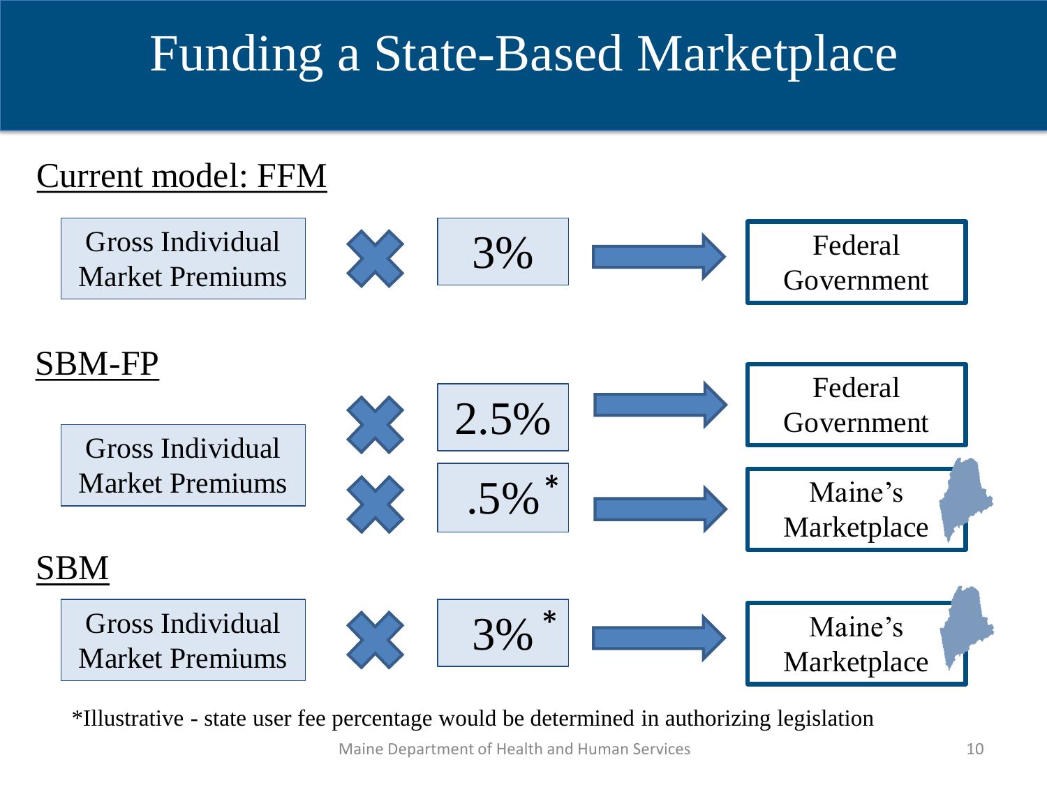# Funding a State-Based Marketplace

**Current model: FFM**

Gross Individual Market Premiums × 3% → Federal Government

**SBM-FP**

Gross Individual Market Premiums × 2.5% → Federal Government

Gross Individual Market Premiums × .5%* → Maine's Marketplace

**SBM**

Gross Individual Market Premiums × 3%* → Maine's Marketplace

*Illustrative - state user fee percentage would be determined in authorizing legislation

Maine Department of Health and Human Services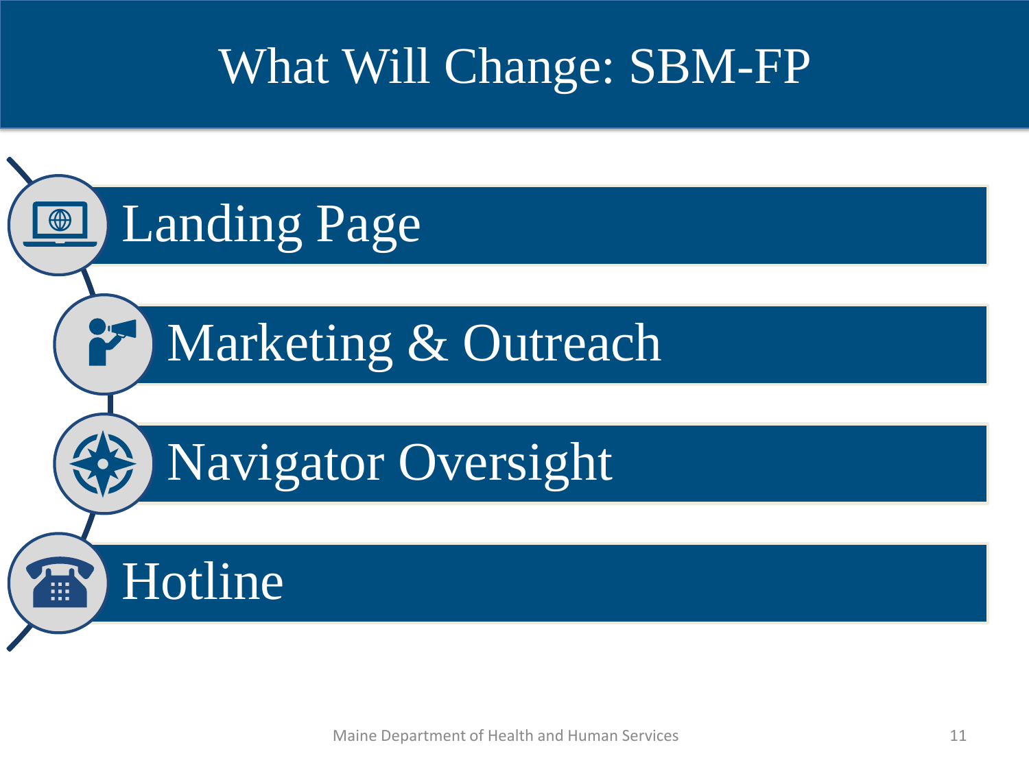# What Will Change: SBM-FP

- Landing Page
- Marketing & Outreach
- Navigator Oversight
- Hotline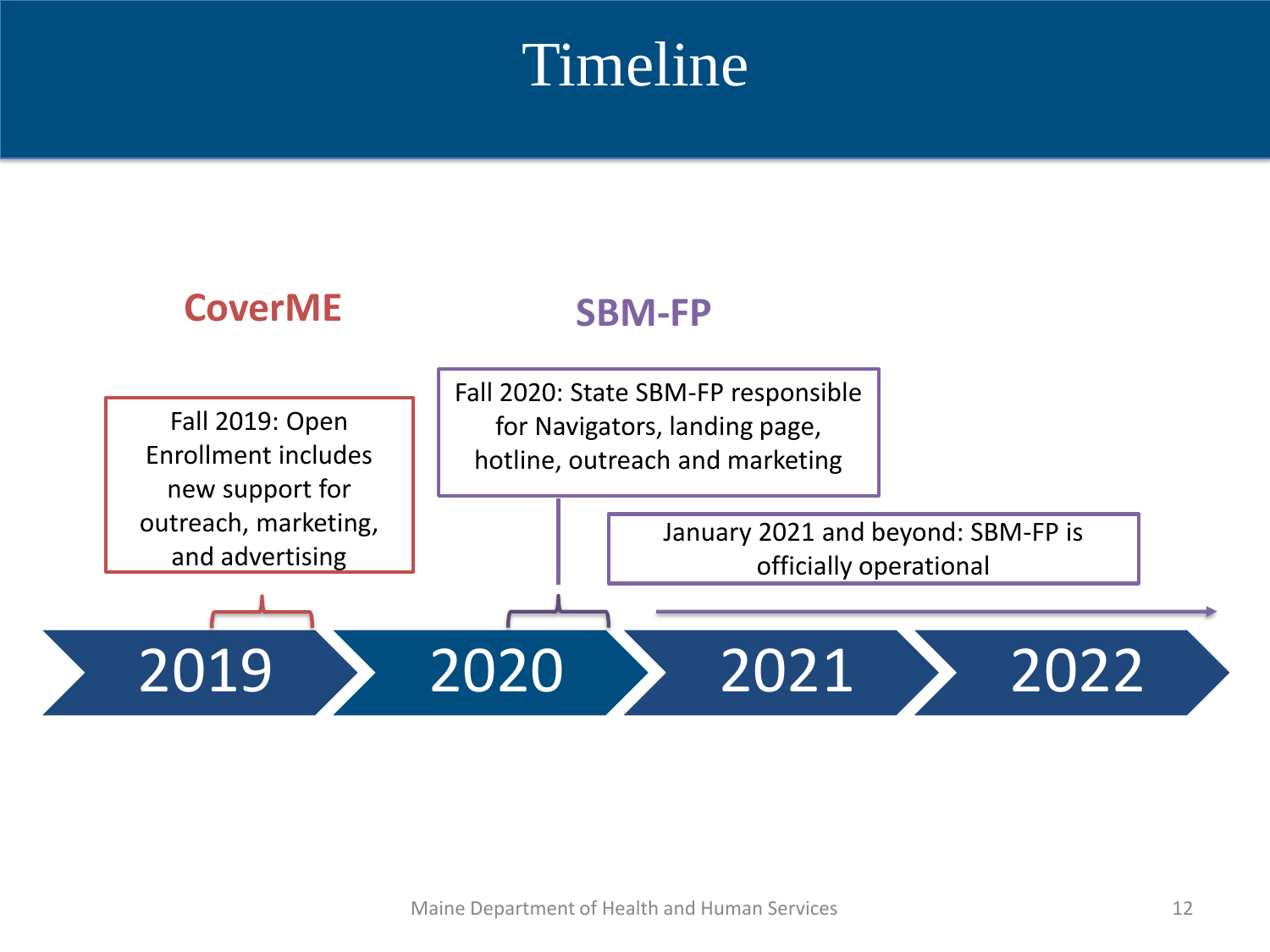# Timeline

**CoverME**

Fall 2019: Open Enrollment includes new support for outreach, marketing, and advertising

**SBM-FP**

Fall 2020: State SBM-FP responsible for Navigators, landing page, hotline, outreach and marketing

January 2021 and beyond: SBM-FP is officially operational

2019 → 2020 → 2021 → 2022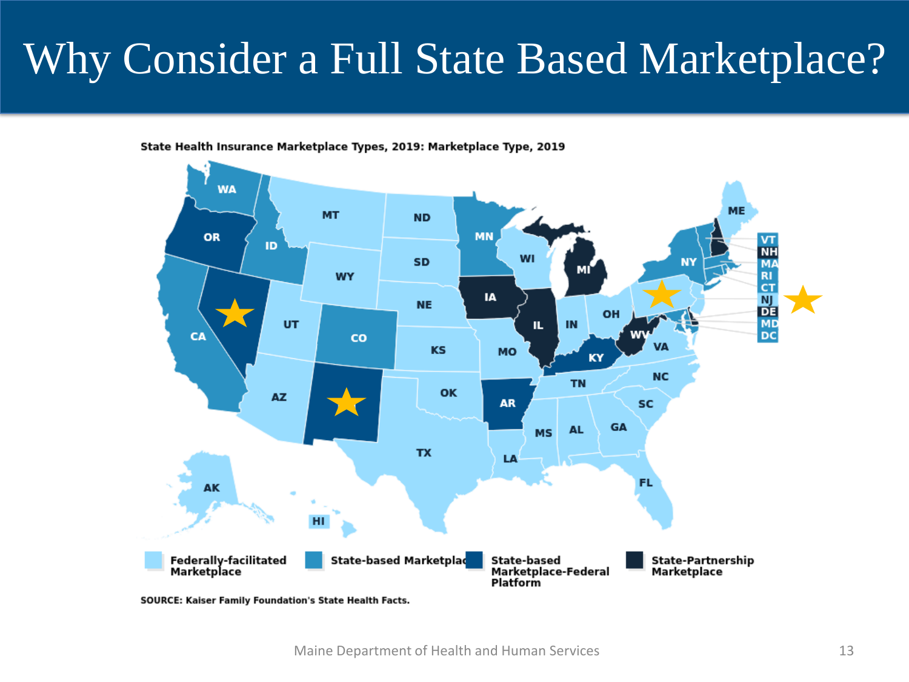# Why Consider a Full State Based Marketplace?

**State Health Insurance Marketplace Types, 2019: Marketplace Type, 2019**

- Federally-facilitated Marketplace
- State-based Marketplace
- State-based Marketplace-Federal Platform
- State-Partnership Marketplace

**SOURCE: Kaiser Family Foundation's State Health Facts.**

Maine Department of Health and Human Services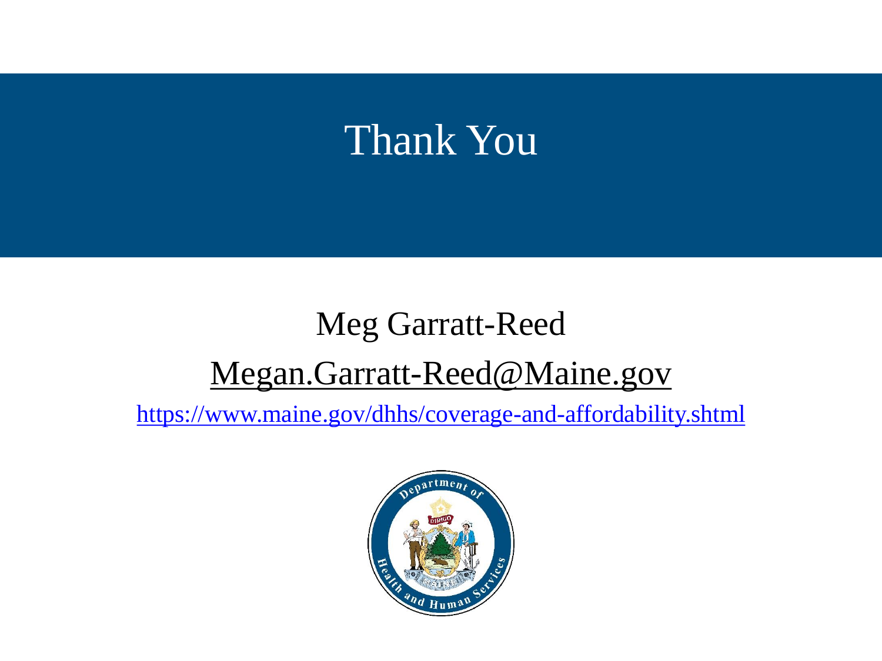# Thank You

Meg Garratt-Reed

Megan.Garratt-Reed@Maine.gov

https://www.maine.gov/dhhs/coverage-and-affordability.shtml